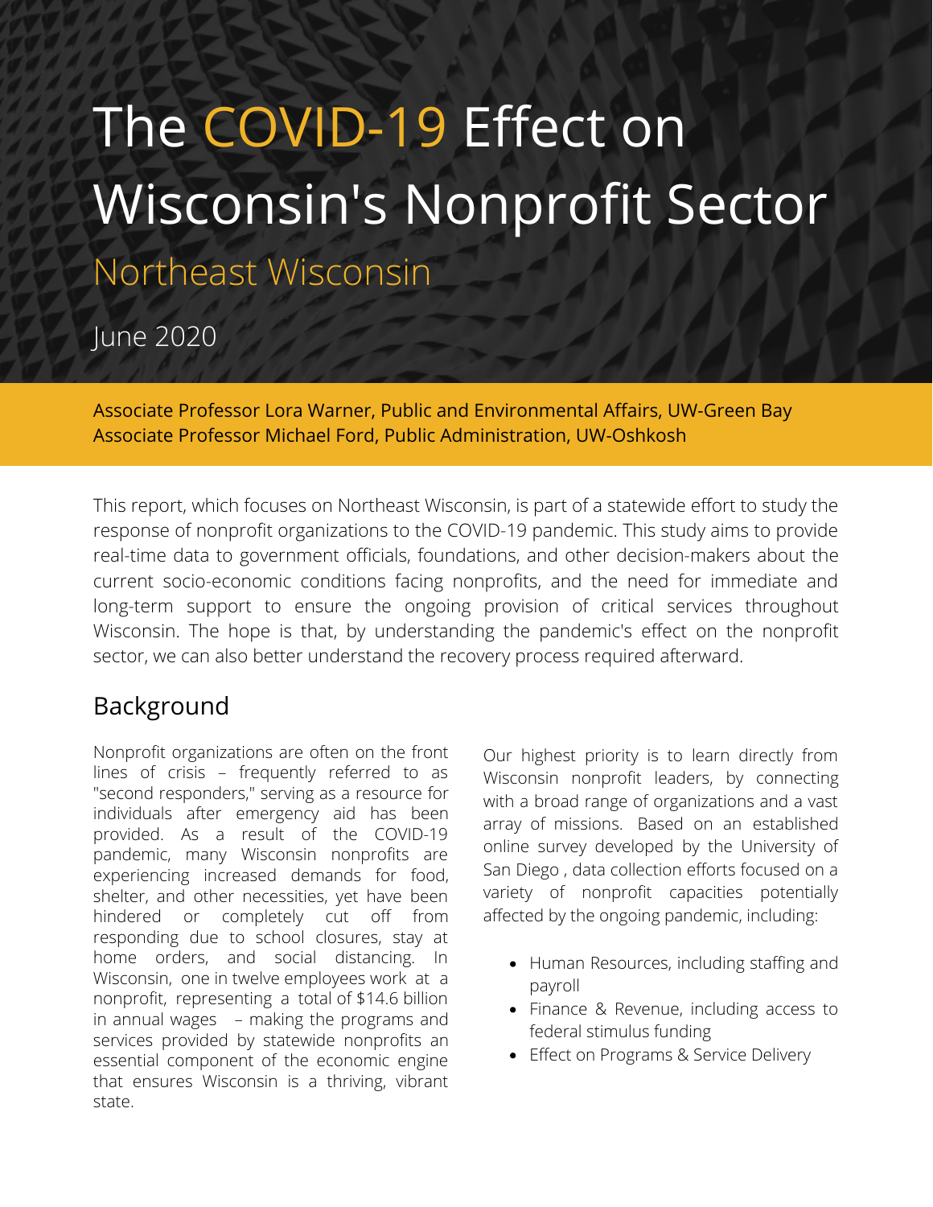# The COVID-19 Effect on Wisconsin's Nonprofit Sector

## Northeast Wisconsin

June 2020

Associate Professor Lora Warner, Public and Environmental Affairs, UW-Green Bay
Associate Professor Michael Ford, Public Administration, UW-Oshkosh

This report, which focuses on Northeast Wisconsin, is part of a statewide effort to study the response of nonprofit organizations to the COVID-19 pandemic. This study aims to provide real-time data to government officials, foundations, and other decision-makers about the current socio-economic conditions facing nonprofits, and the need for immediate and long-term support to ensure the ongoing provision of critical services throughout Wisconsin. The hope is that, by understanding the pandemic's effect on the nonprofit sector, we can also better understand the recovery process required afterward.

## Background

Nonprofit organizations are often on the front lines of crisis – frequently referred to as "second responders," serving as a resource for individuals after emergency aid has been provided. As a result of the COVID-19 pandemic, many Wisconsin nonprofits are experiencing increased demands for food, shelter, and other necessities, yet have been hindered or completely cut off from responding due to school closures, stay at home orders, and social distancing. In Wisconsin, one in twelve employees work at a nonprofit, representing a total of $14.6 billion in annual wages – making the programs and services provided by statewide nonprofits an essential component of the economic engine that ensures Wisconsin is a thriving, vibrant state.

Our highest priority is to learn directly from Wisconsin nonprofit leaders, by connecting with a broad range of organizations and a vast array of missions. Based on an established online survey developed by the University of San Diego , data collection efforts focused on a variety of nonprofit capacities potentially affected by the ongoing pandemic, including:

- Human Resources, including staffing and payroll
- Finance & Revenue, including access to federal stimulus funding
- Effect on Programs & Service Delivery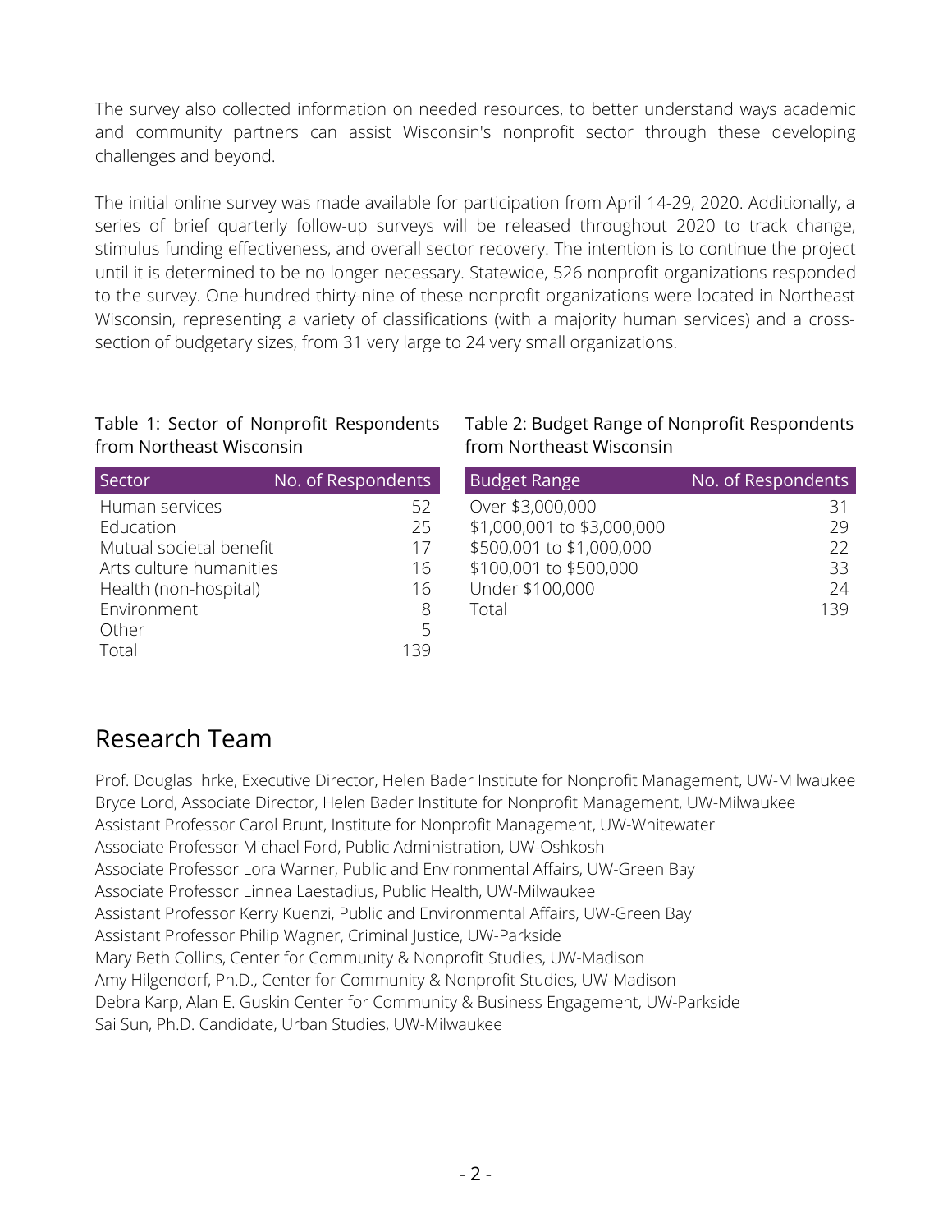The survey also collected information on needed resources, to better understand ways academic and community partners can assist Wisconsin's nonprofit sector through these developing challenges and beyond.

The initial online survey was made available for participation from April 14-29, 2020. Additionally, a series of brief quarterly follow-up surveys will be released throughout 2020 to track change, stimulus funding effectiveness, and overall sector recovery. The intention is to continue the project until it is determined to be no longer necessary. Statewide, 526 nonprofit organizations responded to the survey. One-hundred thirty-nine of these nonprofit organizations were located in Northeast Wisconsin, representing a variety of classifications (with a majority human services) and a cross-section of budgetary sizes, from 31 very large to 24 very small organizations.

Table 1: Sector of Nonprofit Respondents from Northeast Wisconsin

| Sector | No. of Respondents |
|---|---|
| Human services | 52 |
| Education | 25 |
| Mutual societal benefit | 17 |
| Arts culture humanities | 16 |
| Health (non-hospital) | 16 |
| Environment | 8 |
| Other | 5 |
| Total | 139 |

Table 2: Budget Range of Nonprofit Respondents from Northeast Wisconsin

| Budget Range | No. of Respondents |
|---|---|
| Over $3,000,000 | 31 |
| $1,000,001 to $3,000,000 | 29 |
| $500,001 to $1,000,000 | 22 |
| $100,001 to $500,000 | 33 |
| Under $100,000 | 24 |
| Total | 139 |

## Research Team

Prof. Douglas Ihrke, Executive Director, Helen Bader Institute for Nonprofit Management, UW-Milwaukee
Bryce Lord, Associate Director, Helen Bader Institute for Nonprofit Management, UW-Milwaukee
Assistant Professor Carol Brunt, Institute for Nonprofit Management, UW-Whitewater
Associate Professor Michael Ford, Public Administration, UW-Oshkosh
Associate Professor Lora Warner, Public and Environmental Affairs, UW-Green Bay
Associate Professor Linnea Laestadius, Public Health, UW-Milwaukee
Assistant Professor Kerry Kuenzi, Public and Environmental Affairs, UW-Green Bay
Assistant Professor Philip Wagner, Criminal Justice, UW-Parkside
Mary Beth Collins, Center for Community & Nonprofit Studies, UW-Madison
Amy Hilgendorf, Ph.D., Center for Community & Nonprofit Studies, UW-Madison
Debra Karp, Alan E. Guskin Center for Community & Business Engagement, UW-Parkside
Sai Sun, Ph.D. Candidate, Urban Studies, UW-Milwaukee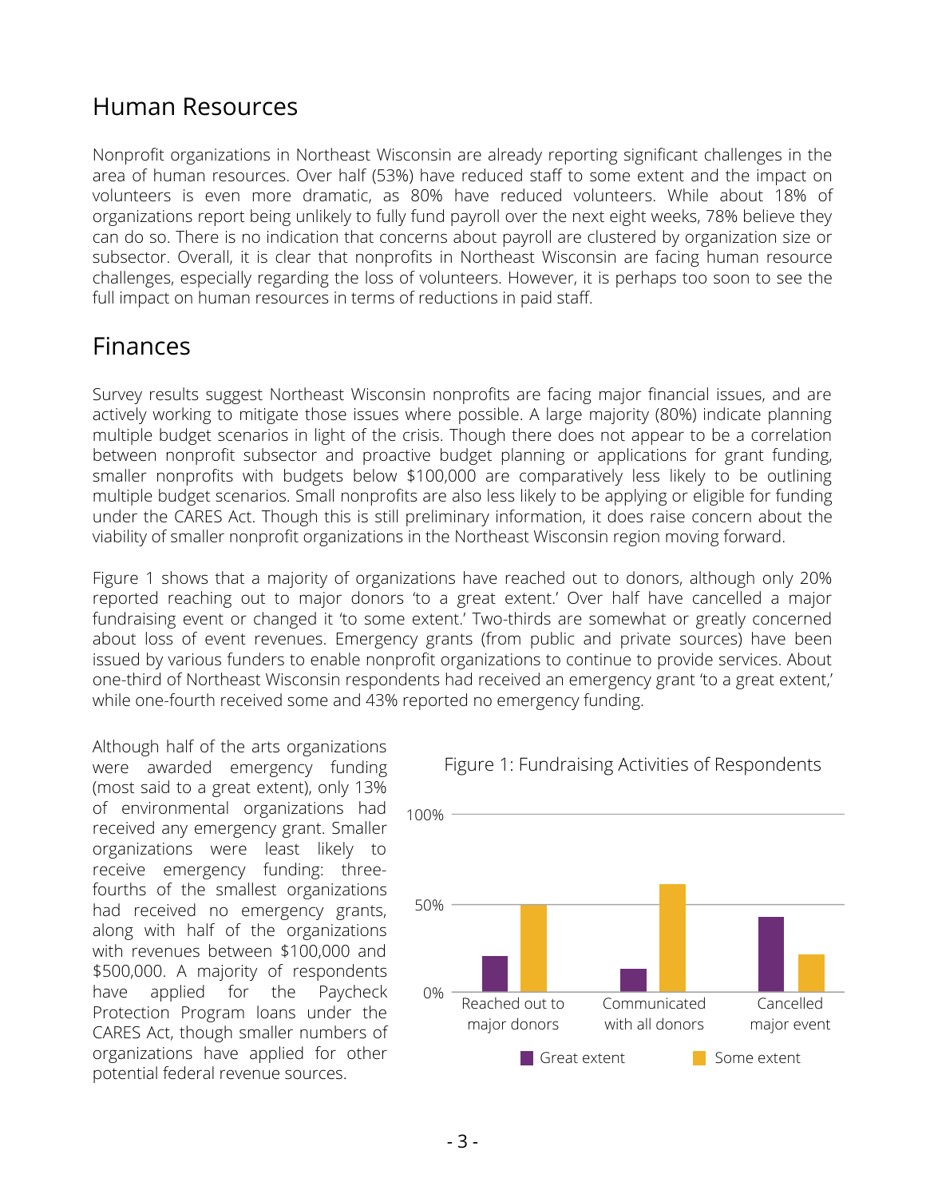## Human Resources

Nonprofit organizations in Northeast Wisconsin are already reporting significant challenges in the area of human resources. Over half (53%) have reduced staff to some extent and the impact on volunteers is even more dramatic, as 80% have reduced volunteers. While about 18% of organizations report being unlikely to fully fund payroll over the next eight weeks, 78% believe they can do so. There is no indication that concerns about payroll are clustered by organization size or subsector. Overall, it is clear that nonprofits in Northeast Wisconsin are facing human resource challenges, especially regarding the loss of volunteers. However, it is perhaps too soon to see the full impact on human resources in terms of reductions in paid staff.

## Finances

Survey results suggest Northeast Wisconsin nonprofits are facing major financial issues, and are actively working to mitigate those issues where possible. A large majority (80%) indicate planning multiple budget scenarios in light of the crisis. Though there does not appear to be a correlation between nonprofit subsector and proactive budget planning or applications for grant funding, smaller nonprofits with budgets below $100,000 are comparatively less likely to be outlining multiple budget scenarios. Small nonprofits are also less likely to be applying or eligible for funding under the CARES Act. Though this is still preliminary information, it does raise concern about the viability of smaller nonprofit organizations in the Northeast Wisconsin region moving forward.

Figure 1 shows that a majority of organizations have reached out to donors, although only 20% reported reaching out to major donors 'to a great extent.' Over half have cancelled a major fundraising event or changed it 'to some extent.' Two-thirds are somewhat or greatly concerned about loss of event revenues. Emergency grants (from public and private sources) have been issued by various funders to enable nonprofit organizations to continue to provide services. About one-third of Northeast Wisconsin respondents had received an emergency grant 'to a great extent,' while one-fourth received some and 43% reported no emergency funding.

Although half of the arts organizations were awarded emergency funding (most said to a great extent), only 13% of environmental organizations had received any emergency grant. Smaller organizations were least likely to receive emergency funding: three-fourths of the smallest organizations had received no emergency grants, along with half of the organizations with revenues between $100,000 and $500,000. A majority of respondents have applied for the Paycheck Protection Program loans under the CARES Act, though smaller numbers of organizations have applied for other potential federal revenue sources.

Figure 1: Fundraising Activities of Respondents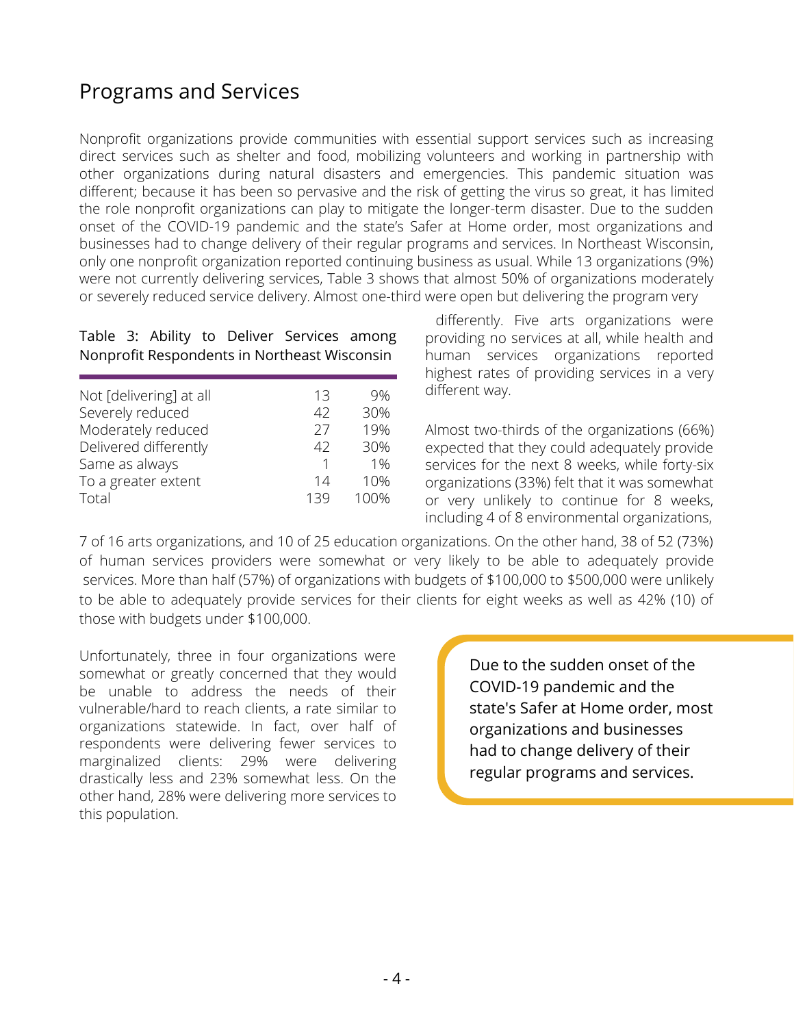## Programs and Services

Nonprofit organizations provide communities with essential support services such as increasing direct services such as shelter and food, mobilizing volunteers and working in partnership with other organizations during natural disasters and emergencies. This pandemic situation was different; because it has been so pervasive and the risk of getting the virus so great, it has limited the role nonprofit organizations can play to mitigate the longer-term disaster. Due to the sudden onset of the COVID-19 pandemic and the state's Safer at Home order, most organizations and businesses had to change delivery of their regular programs and services. In Northeast Wisconsin, only one nonprofit organization reported continuing business as usual. While 13 organizations (9%) were not currently delivering services, Table 3 shows that almost 50% of organizations moderately or severely reduced service delivery. Almost one-third were open but delivering the program very differently. Five arts organizations were providing no services at all, while health and human services organizations reported highest rates of providing services in a very different way.

Table 3: Ability to Deliver Services among Nonprofit Respondents in Northeast Wisconsin

| | | |
|---|---|---|
| Not [delivering] at all | 13 | 9% |
| Severely reduced | 42 | 30% |
| Moderately reduced | 27 | 19% |
| Delivered differently | 42 | 30% |
| Same as always | 1 | 1% |
| To a greater extent | 14 | 10% |
| Total | 139 | 100% |

Almost two-thirds of the organizations (66%) expected that they could adequately provide services for the next 8 weeks, while forty-six organizations (33%) felt that it was somewhat or very unlikely to continue for 8 weeks, including 4 of 8 environmental organizations, 7 of 16 arts organizations, and 10 of 25 education organizations. On the other hand, 38 of 52 (73%) of human services providers were somewhat or very likely to be able to adequately provide services. More than half (57%) of organizations with budgets of $100,000 to $500,000 were unlikely to be able to adequately provide services for their clients for eight weeks as well as 42% (10) of those with budgets under $100,000.

Unfortunately, three in four organizations were somewhat or greatly concerned that they would be unable to address the needs of their vulnerable/hard to reach clients, a rate similar to organizations statewide. In fact, over half of respondents were delivering fewer services to marginalized clients: 29% were delivering drastically less and 23% somewhat less. On the other hand, 28% were delivering more services to this population.

> Due to the sudden onset of the COVID-19 pandemic and the state's Safer at Home order, most organizations and businesses had to change delivery of their regular programs and services.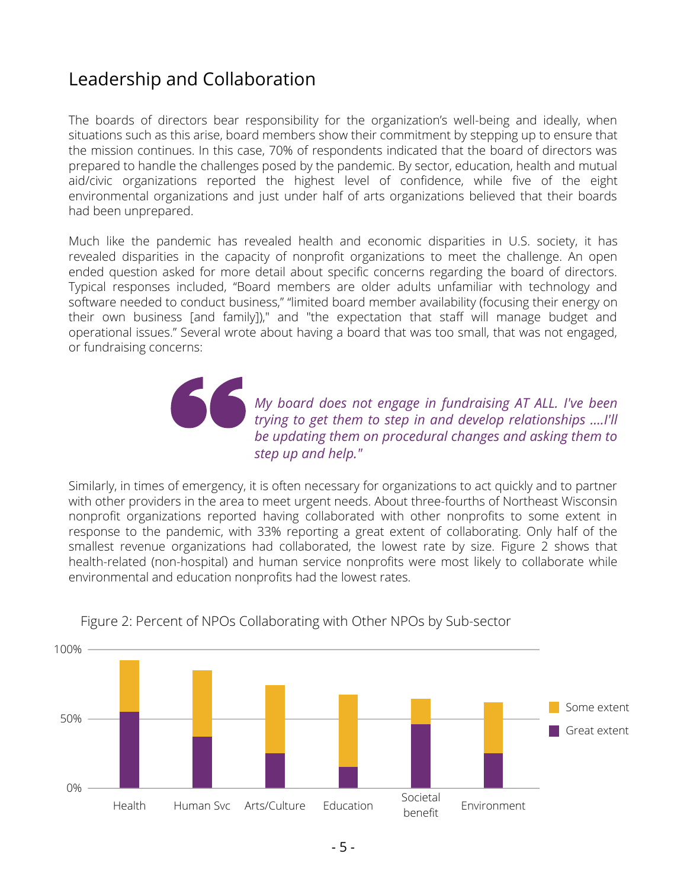## Leadership and Collaboration

The boards of directors bear responsibility for the organization's well-being and ideally, when situations such as this arise, board members show their commitment by stepping up to ensure that the mission continues. In this case, 70% of respondents indicated that the board of directors was prepared to handle the challenges posed by the pandemic. By sector, education, health and mutual aid/civic organizations reported the highest level of confidence, while five of the eight environmental organizations and just under half of arts organizations believed that their boards had been unprepared.

Much like the pandemic has revealed health and economic disparities in U.S. society, it has revealed disparities in the capacity of nonprofit organizations to meet the challenge. An open ended question asked for more detail about specific concerns regarding the board of directors. Typical responses included, "Board members are older adults unfamiliar with technology and software needed to conduct business," "limited board member availability (focusing their energy on their own business [and family])," and "the expectation that staff will manage budget and operational issues." Several wrote about having a board that was too small, that was not engaged, or fundraising concerns:

> *My board does not engage in fundraising AT ALL. I've been trying to get them to step in and develop relationships ....I'll be updating them on procedural changes and asking them to step up and help."*

Similarly, in times of emergency, it is often necessary for organizations to act quickly and to partner with other providers in the area to meet urgent needs. About three-fourths of Northeast Wisconsin nonprofit organizations reported having collaborated with other nonprofits to some extent in response to the pandemic, with 33% reporting a great extent of collaborating. Only half of the smallest revenue organizations had collaborated, the lowest rate by size. Figure 2 shows that health-related (non-hospital) and human service nonprofits were most likely to collaborate while environmental and education nonprofits had the lowest rates.

Figure 2: Percent of NPOs Collaborating with Other NPOs by Sub-sector

| Sub-sector | Great extent | Some extent | Total |
|---|---|---|---|
| Health | ~55% | ~37% | ~92% |
| Human Svc | ~37% | ~48% | ~85% |
| Arts/Culture | ~25% | ~49% | ~74% |
| Education | ~15% | ~52% | ~67% |
| Societal benefit | ~46% | ~18% | ~64% |
| Environment | ~25% | ~37% | ~62% |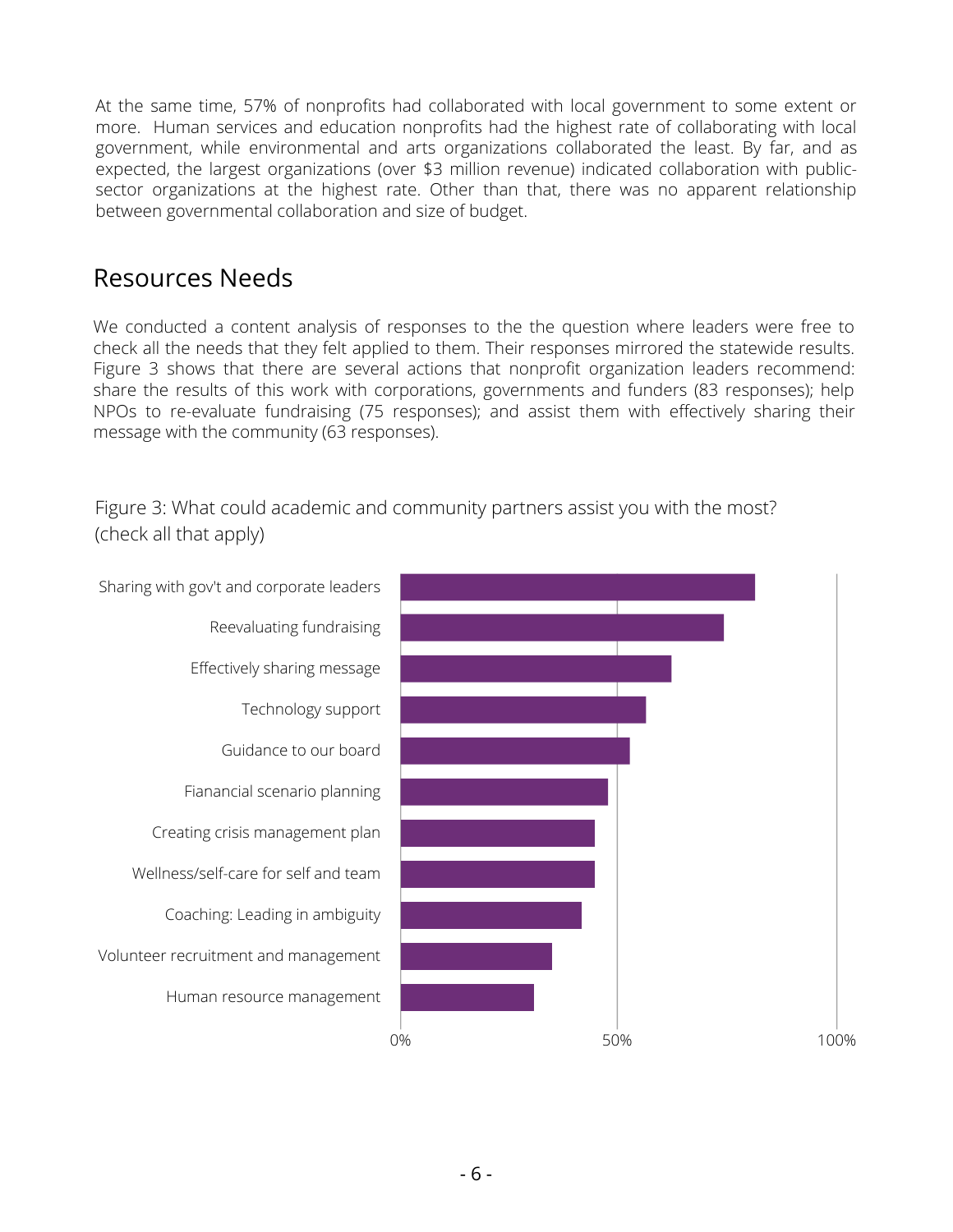At the same time, 57% of nonprofits had collaborated with local government to some extent or more. Human services and education nonprofits had the highest rate of collaborating with local government, while environmental and arts organizations collaborated the least. By far, and as expected, the largest organizations (over $3 million revenue) indicated collaboration with public-sector organizations at the highest rate. Other than that, there was no apparent relationship between governmental collaboration and size of budget.

## Resources Needs

We conducted a content analysis of responses to the the question where leaders were free to check all the needs that they felt applied to them. Their responses mirrored the statewide results. Figure 3 shows that there are several actions that nonprofit organization leaders recommend: share the results of this work with corporations, governments and funders (83 responses); help NPOs to re-evaluate fundraising (75 responses); and assist them with effectively sharing their message with the community (63 responses).

Figure 3: What could academic and community partners assist you with the most? (check all that apply)

- Sharing with gov't and corporate leaders
- Reevaluating fundraising
- Effectively sharing message
- Technology support
- Guidance to our board
- Fianancial scenario planning
- Creating crisis management plan
- Wellness/self-care for self and team
- Coaching: Leading in ambiguity
- Volunteer recruitment and management
- Human resource management

0% 50% 100%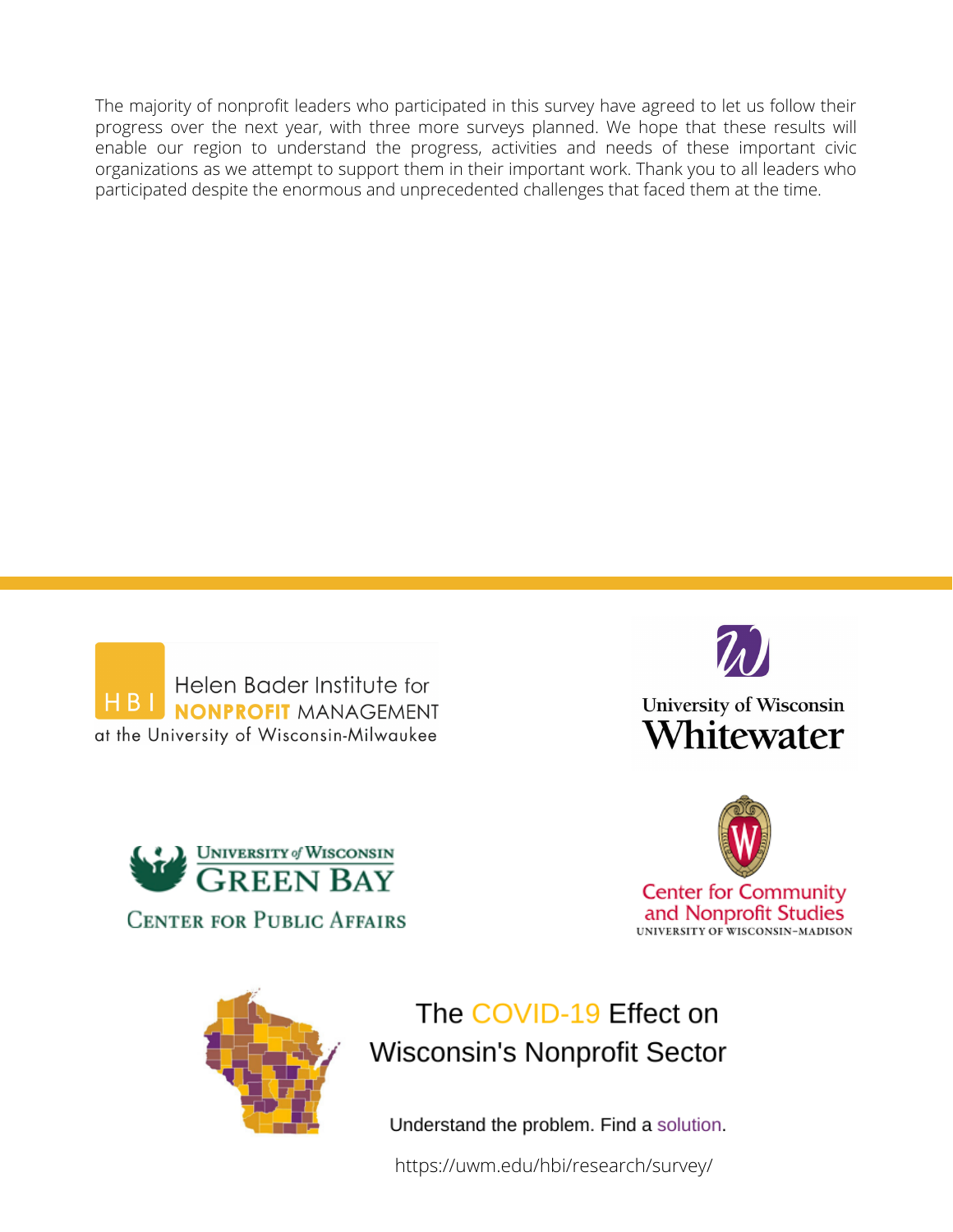The majority of nonprofit leaders who participated in this survey have agreed to let us follow their progress over the next year, with three more surveys planned. We hope that these results will enable our region to understand the progress, activities and needs of these important civic organizations as we attempt to support them in their important work. Thank you to all leaders who participated despite the enormous and unprecedented challenges that faced them at the time.

HBI Helen Bader Institute for NONPROFIT MANAGEMENT at the University of Wisconsin-Milwaukee

University of Wisconsin Whitewater

University of Wisconsin Green Bay Center for Public Affairs

Center for Community and Nonprofit Studies University of Wisconsin–Madison

The COVID-19 Effect on Wisconsin's Nonprofit Sector

Understand the problem. Find a solution.

https://uwm.edu/hbi/research/survey/